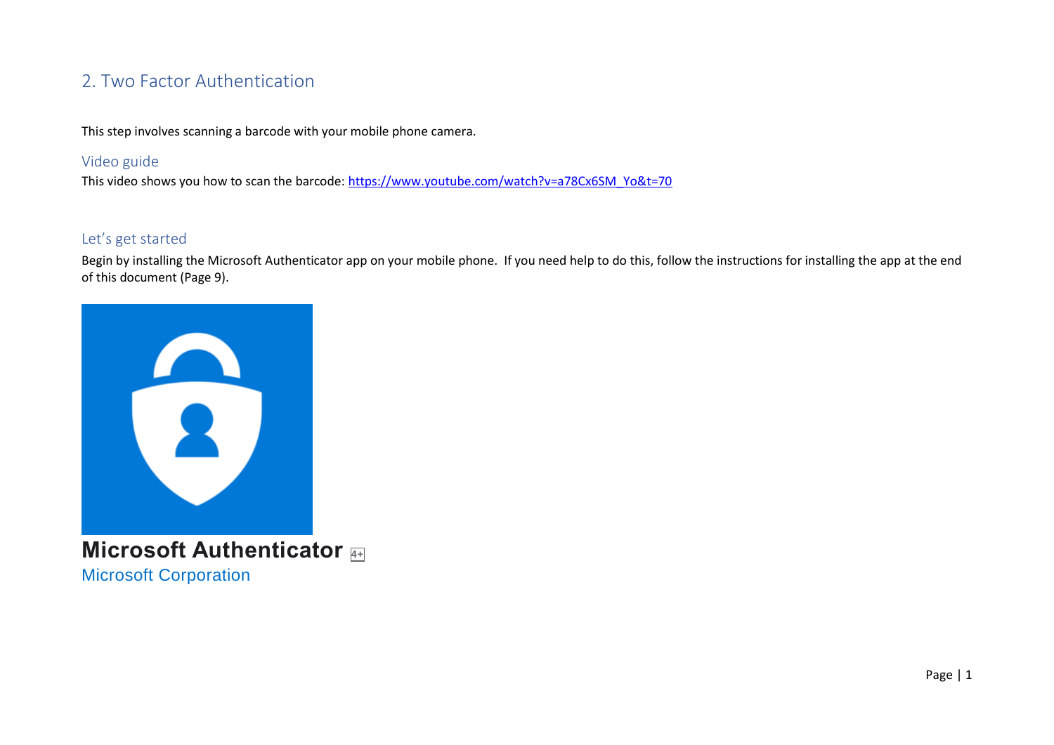## 2. Two Factor Authentication

This step involves scanning a barcode with your mobile phone camera.

### Video guide

This video shows you how to scan the barcode: https://www.youtube.com/watch?v=a78Cx6SM_Yo&t=70

### Let's get started

Begin by installing the Microsoft Authenticator app on your mobile phone. If you need help to do this, follow the instructions for installing the app at the end of this document (Page 9).

**Microsoft Authenticator** 4+

Microsoft Corporation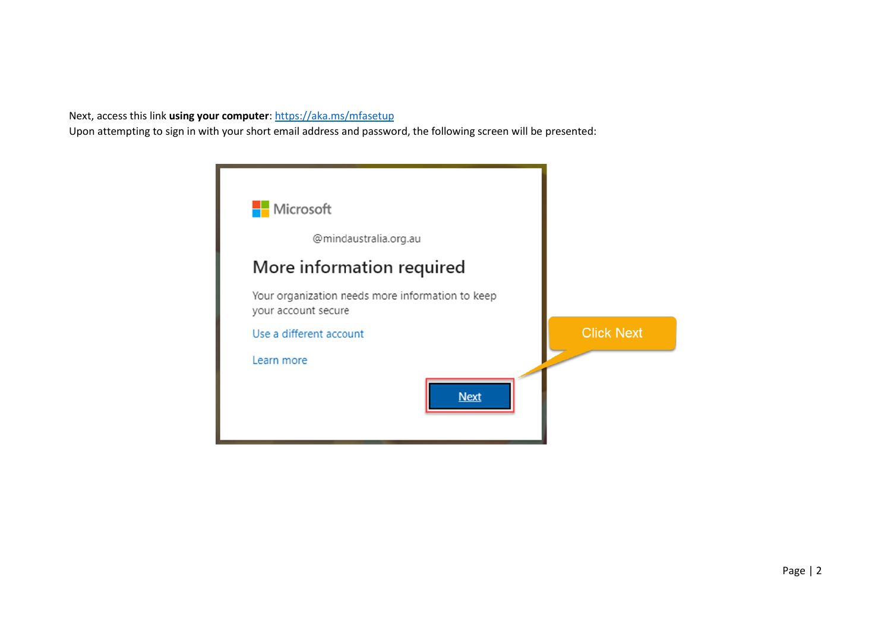Next, access this link **using your computer**: [https://aka.ms/mfasetup](https://aka.ms/mfasetup)
Upon attempting to sign in with your short email address and password, the following screen will be presented:

Microsoft

@mindaustralia.org.au

More information required

Your organization needs more information to keep your account secure

Use a different account

Learn more

Next

Click Next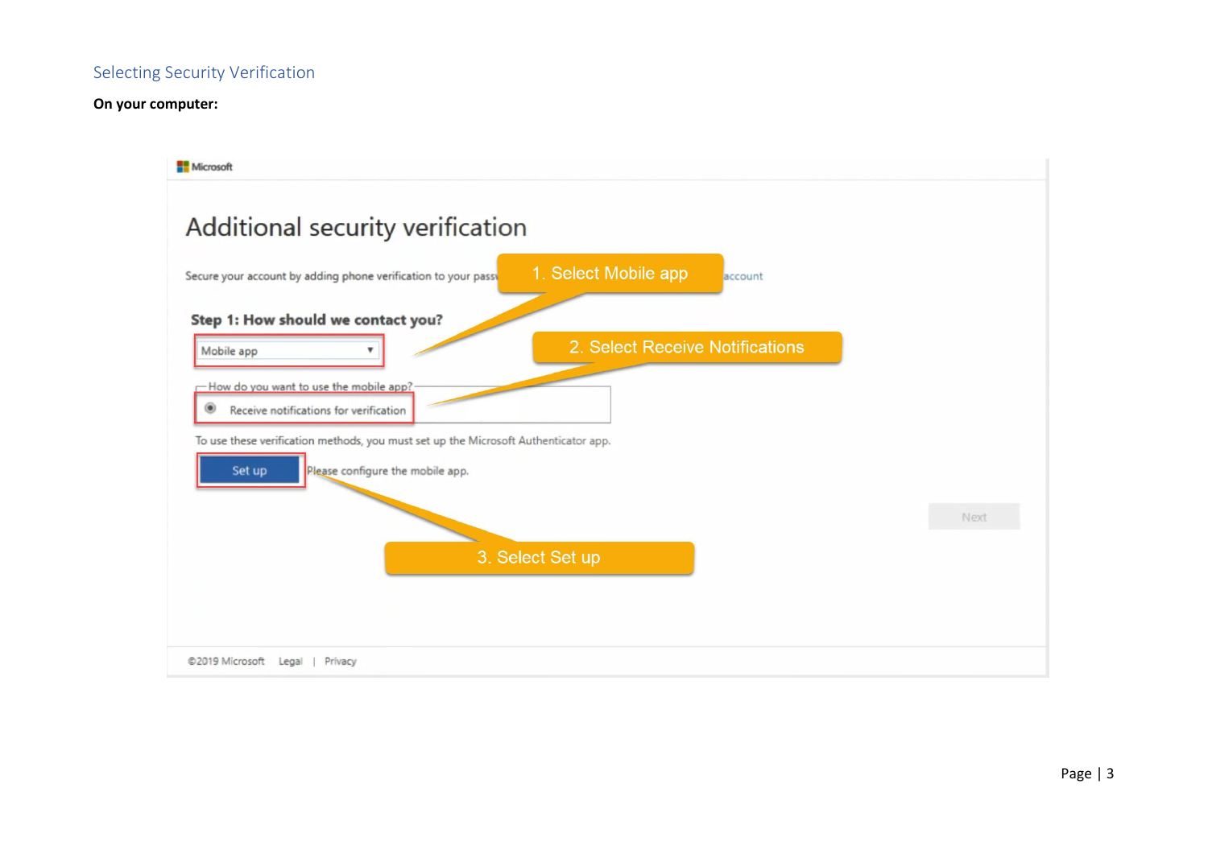## Selecting Security Verification

**On your computer:**

Microsoft

# Additional security verification

Secure your account by adding phone verification to your pass... account

1. Select Mobile app

**Step 1: How should we contact you?**

Mobile app

2. Select Receive Notifications

How do you want to use the mobile app?

Receive notifications for verification

To use these verification methods, you must set up the Microsoft Authenticator app.

Set up

Please configure the mobile app.

Next

3. Select Set up

©2019 Microsoft Legal | Privacy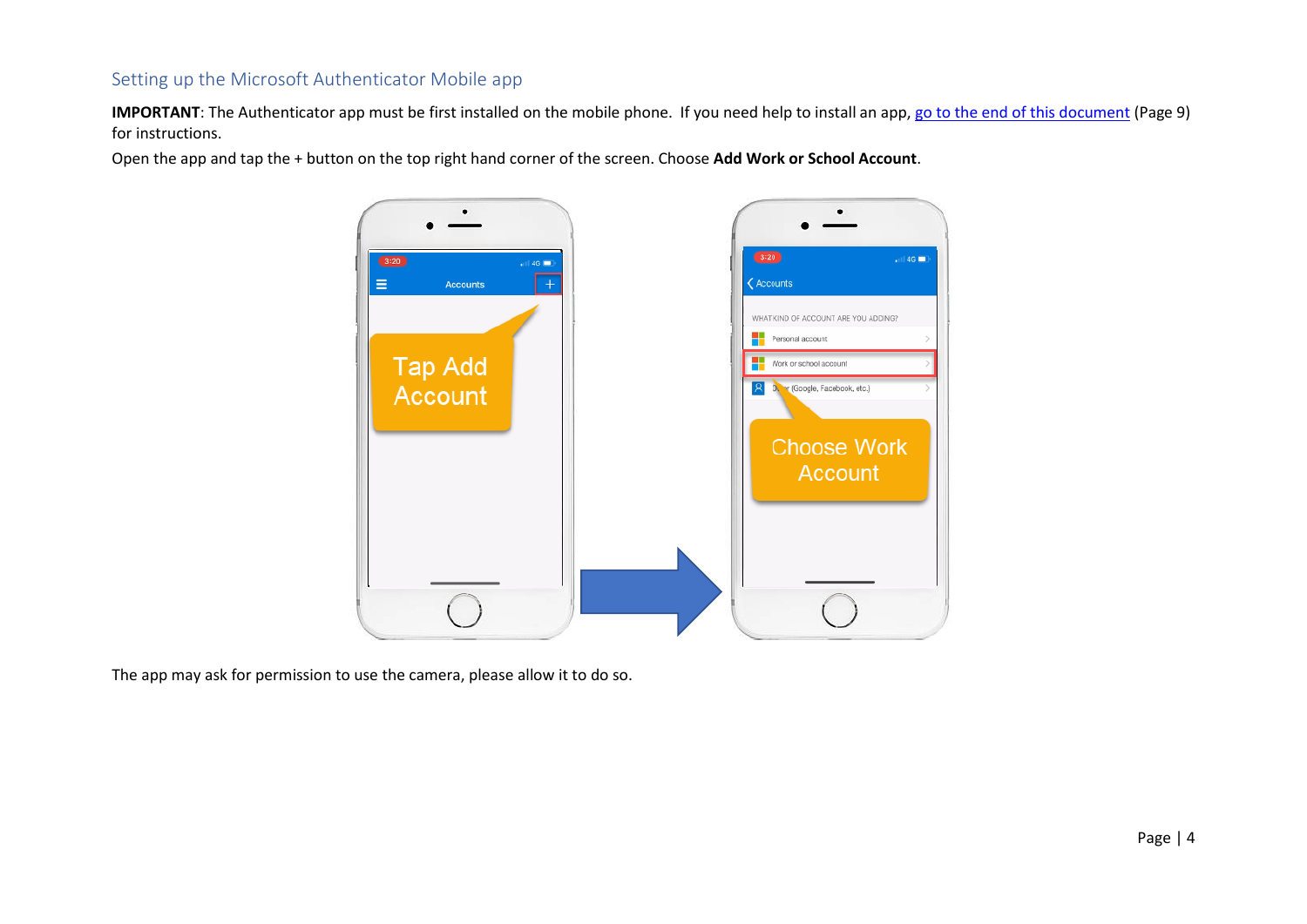## Setting up the Microsoft Authenticator Mobile app

**IMPORTANT**: The Authenticator app must be first installed on the mobile phone. If you need help to install an app, [go to the end of this document](#) (Page 9) for instructions.

Open the app and tap the + button on the top right hand corner of the screen. Choose **Add Work or School Account**.

The app may ask for permission to use the camera, please allow it to do so.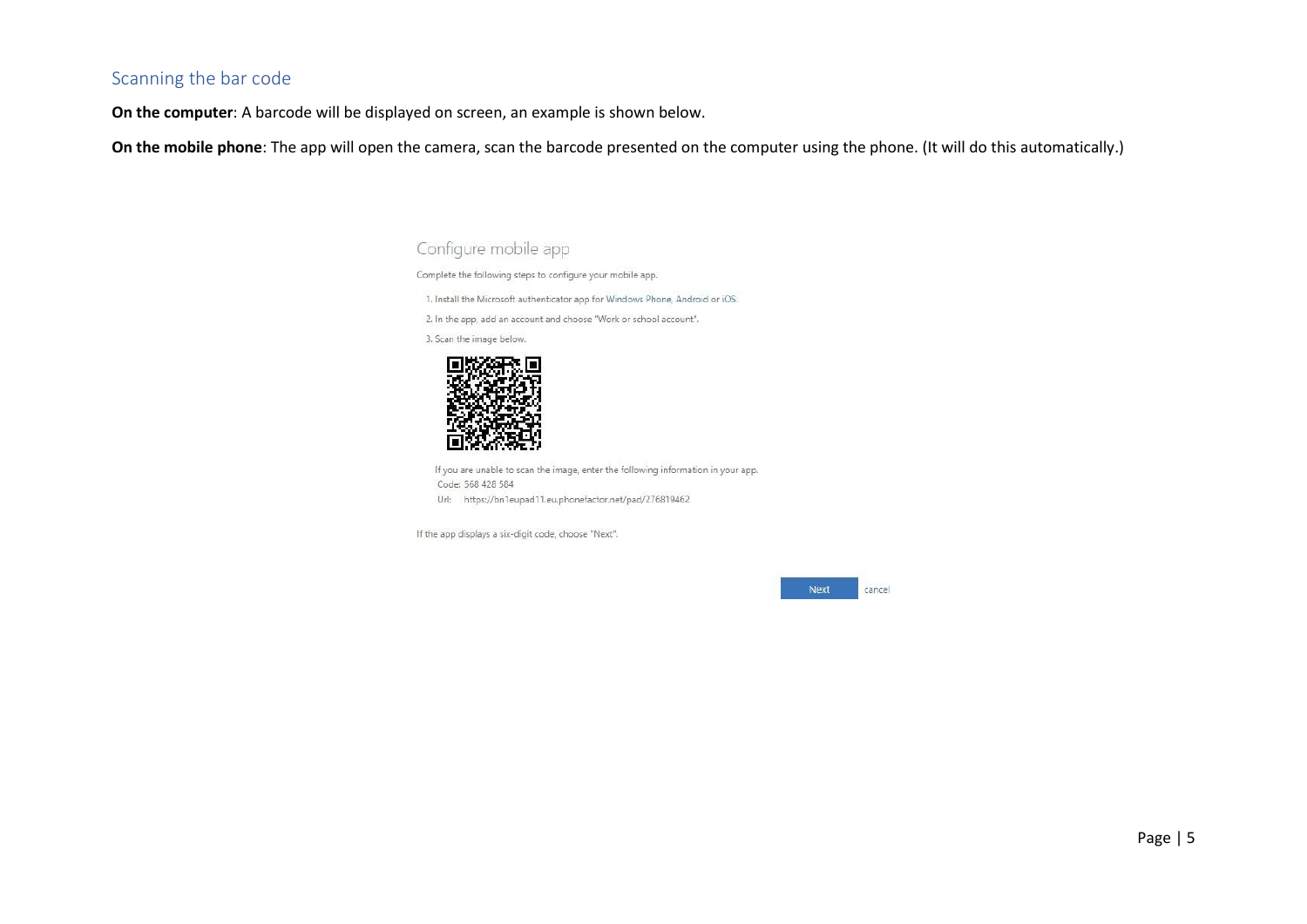## Scanning the bar code

**On the computer**: A barcode will be displayed on screen, an example is shown below.

**On the mobile phone**: The app will open the camera, scan the barcode presented on the computer using the phone. (It will do this automatically.)

Configure mobile app

Complete the following steps to configure your mobile app.

1. Install the Microsoft authenticator app for Windows Phone, Android or iOS.
2. In the app, add an account and choose "Work or school account".
3. Scan the image below.

If you are unable to scan the image, enter the following information in your app.

Code: 568 428 584

Url: https://bn1eupad11.eu.phonefactor.net/pad/276819462

If the app displays a six-digit code, choose "Next".

Next cancel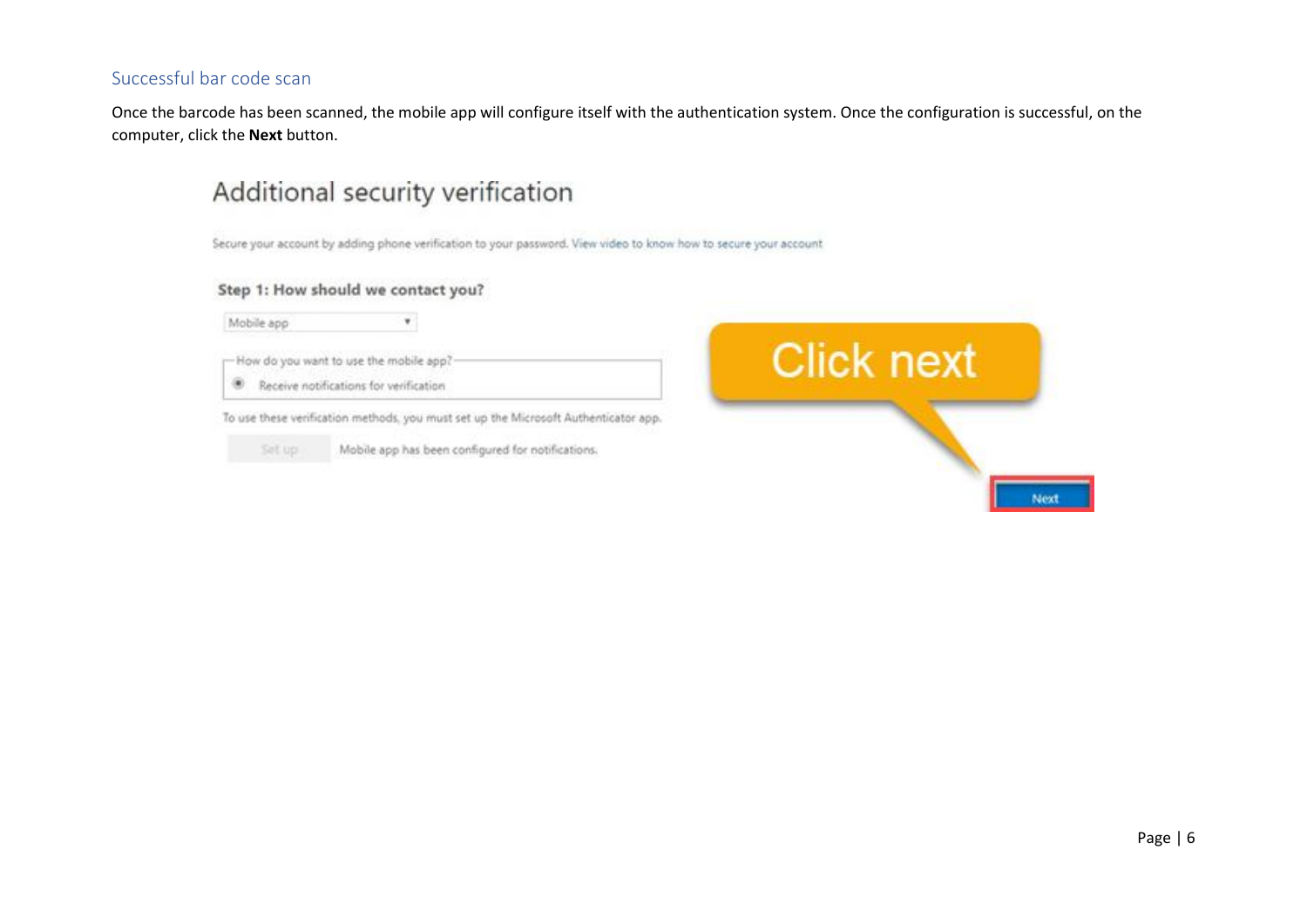## Successful bar code scan

Once the barcode has been scanned, the mobile app will configure itself with the authentication system. Once the configuration is successful, on the computer, click the **Next** button.

# Additional security verification

Secure your account by adding phone verification to your password. View video to know how to secure your account

**Step 1: How should we contact you?**

Mobile app

How do you want to use the mobile app?

Receive notifications for verification

To use these verification methods, you must set up the Microsoft Authenticator app.

Set up    Mobile app has been configured for notifications.

Click next

Next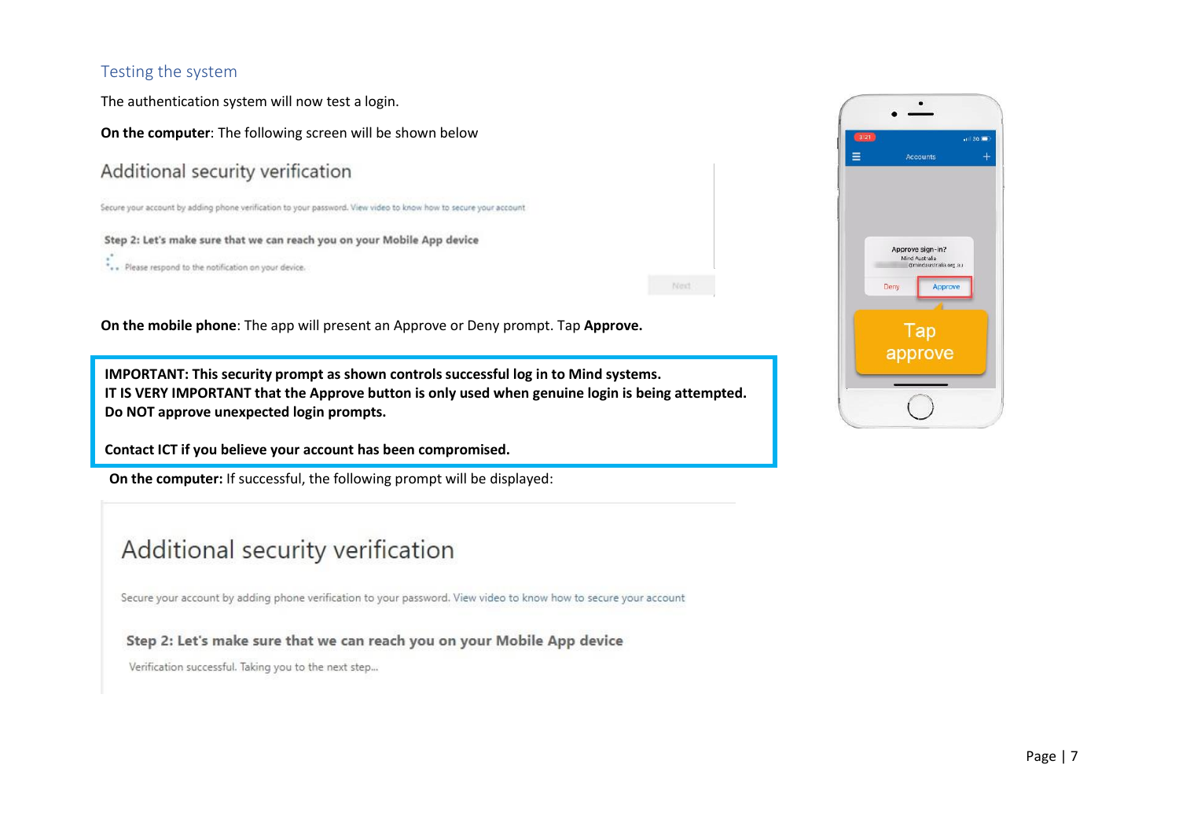## Testing the system

The authentication system will now test a login.

**On the computer**: The following screen will be shown below

Additional security verification

Secure your account by adding phone verification to your password. View video to know how to secure your account

**Step 2: Let's make sure that we can reach you on your Mobile App device**

Please respond to the notification on your device.

Next

**On the mobile phone**: The app will present an Approve or Deny prompt. Tap **Approve.**

Approve sign-in?
Mind Australia

Deny | Approve

Tap approve

> **IMPORTANT: This security prompt as shown controls successful log in to Mind systems.**
> **IT IS VERY IMPORTANT that the Approve button is only used when genuine login is being attempted.**
> **Do NOT approve unexpected login prompts.**
>
> **Contact ICT if you believe your account has been compromised.**

**On the computer:** If successful, the following prompt will be displayed:

Additional security verification

Secure your account by adding phone verification to your password. View video to know how to secure your account

**Step 2: Let's make sure that we can reach you on your Mobile App device**

Verification successful. Taking you to the next step...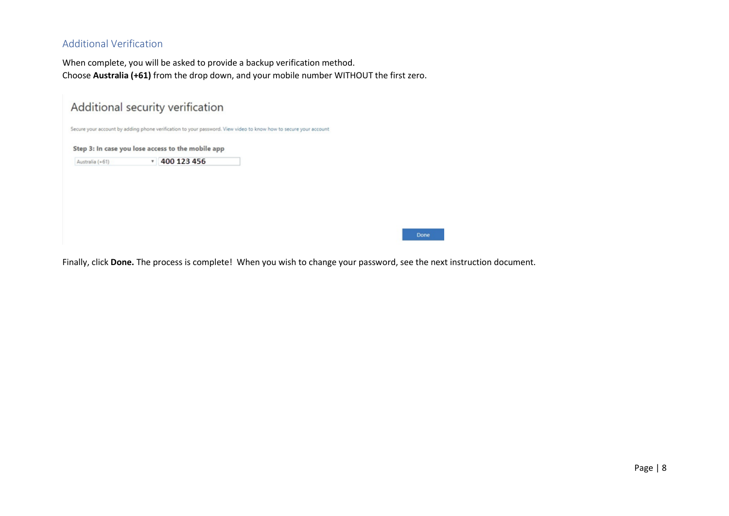## Additional Verification

When complete, you will be asked to provide a backup verification method.
Choose **Australia (+61)** from the drop down, and your mobile number WITHOUT the first zero.

Additional security verification

Secure your account by adding phone verification to your password. View video to know how to secure your account

**Step 3: In case you lose access to the mobile app**

Australia (+61) ▾ 400 123 456

Done

Finally, click **Done.** The process is complete! When you wish to change your password, see the next instruction document.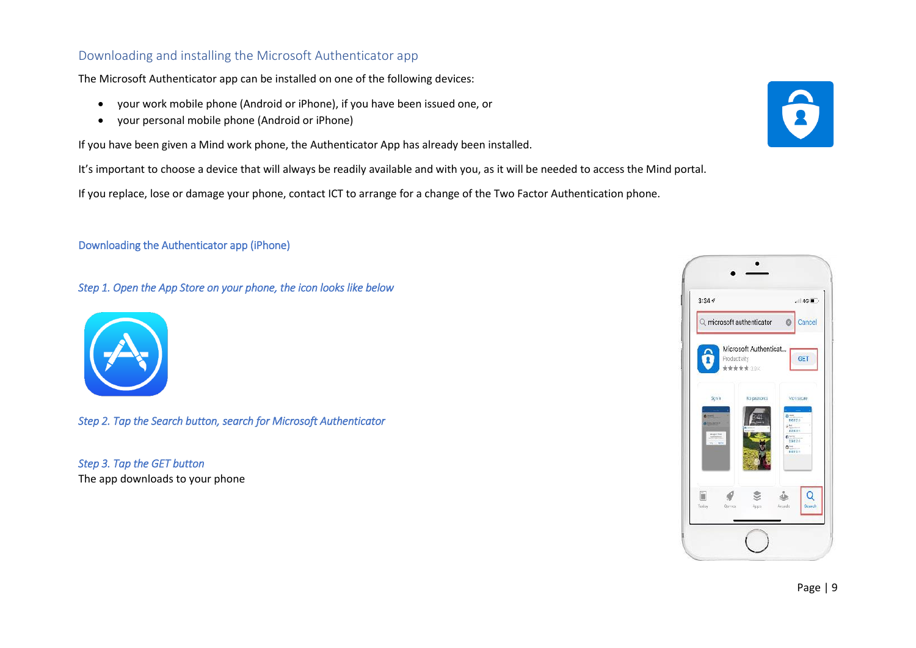## Downloading and installing the Microsoft Authenticator app

The Microsoft Authenticator app can be installed on one of the following devices:

- your work mobile phone (Android or iPhone), if you have been issued one, or
- your personal mobile phone (Android or iPhone)

If you have been given a Mind work phone, the Authenticator App has already been installed.

It's important to choose a device that will always be readily available and with you, as it will be needed to access the Mind portal.

If you replace, lose or damage your phone, contact ICT to arrange for a change of the Two Factor Authentication phone.

### Downloading the Authenticator app (iPhone)

*Step 1. Open the App Store on your phone, the icon looks like below*

*Step 2. Tap the Search button, search for Microsoft Authenticator*

*Step 3. Tap the GET button*

The app downloads to your phone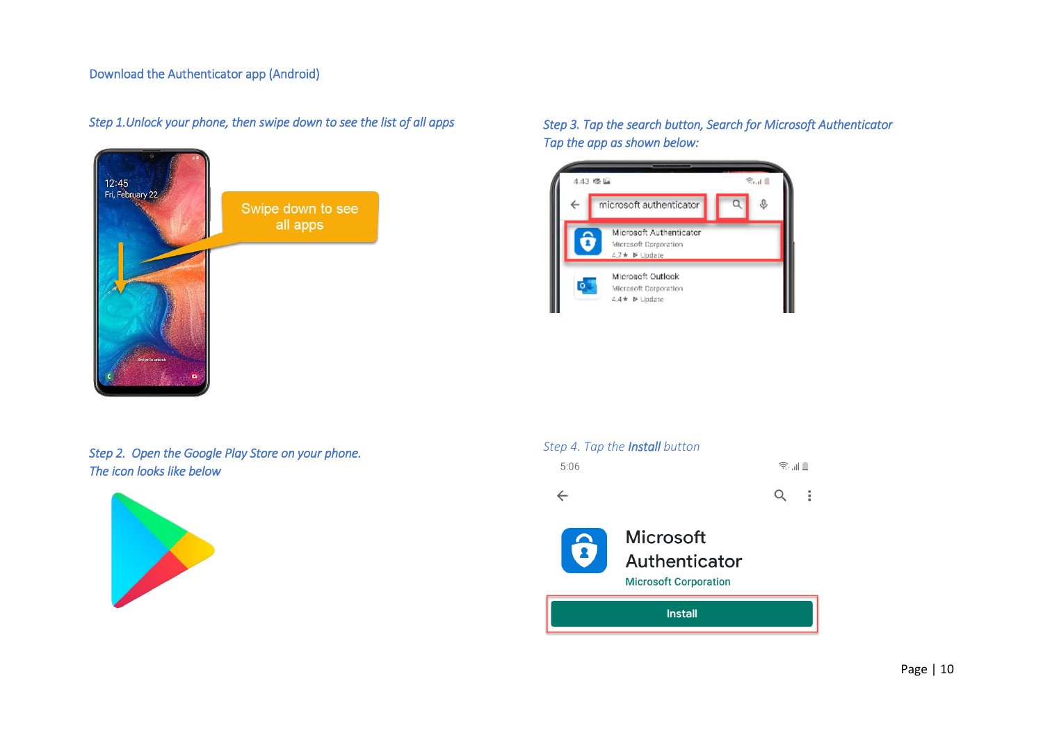## Download the Authenticator app (Android)

*Step 1.Unlock your phone, then swipe down to see the list of all apps*

*Step 2. Open the Google Play Store on your phone. The icon looks like below*

*Step 3. Tap the search button, Search for Microsoft Authenticator Tap the app as shown below:*

*Step 4. Tap the **Install** button*